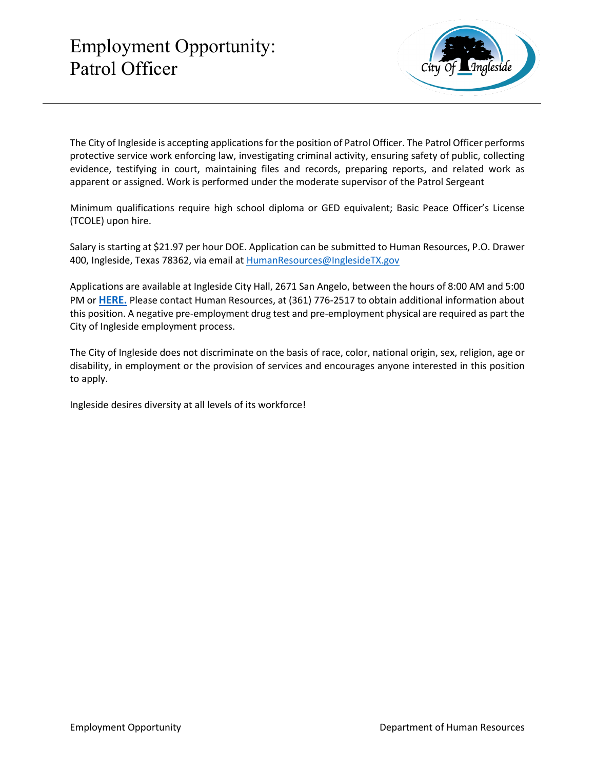# Employment Opportunity: Patrol Officer

The City of Ingleside is accepting applications for the position of Patrol Officer. The Patrol Officer performs protective service work enforcing law, investigating criminal activity, ensuring safety of public, collecting evidence, testifying in court, maintaining files and records, preparing reports, and related work as apparent or assigned. Work is performed under the moderate supervisor of the Patrol Sergeant

Minimum qualifications require high school diploma or GED equivalent; Basic Peace Officer's License (TCOLE) upon hire.

Salary is starting at $21.97 per hour DOE. Application can be submitted to Human Resources, P.O. Drawer 400, Ingleside, Texas 78362, via email at HumanResources@InglesideTX.gov

Applications are available at Ingleside City Hall, 2671 San Angelo, between the hours of 8:00 AM and 5:00 PM or **HERE.** Please contact Human Resources, at (361) 776-2517 to obtain additional information about this position. A negative pre-employment drug test and pre-employment physical are required as part the City of Ingleside employment process.

The City of Ingleside does not discriminate on the basis of race, color, national origin, sex, religion, age or disability, in employment or the provision of services and encourages anyone interested in this position to apply.

Ingleside desires diversity at all levels of its workforce!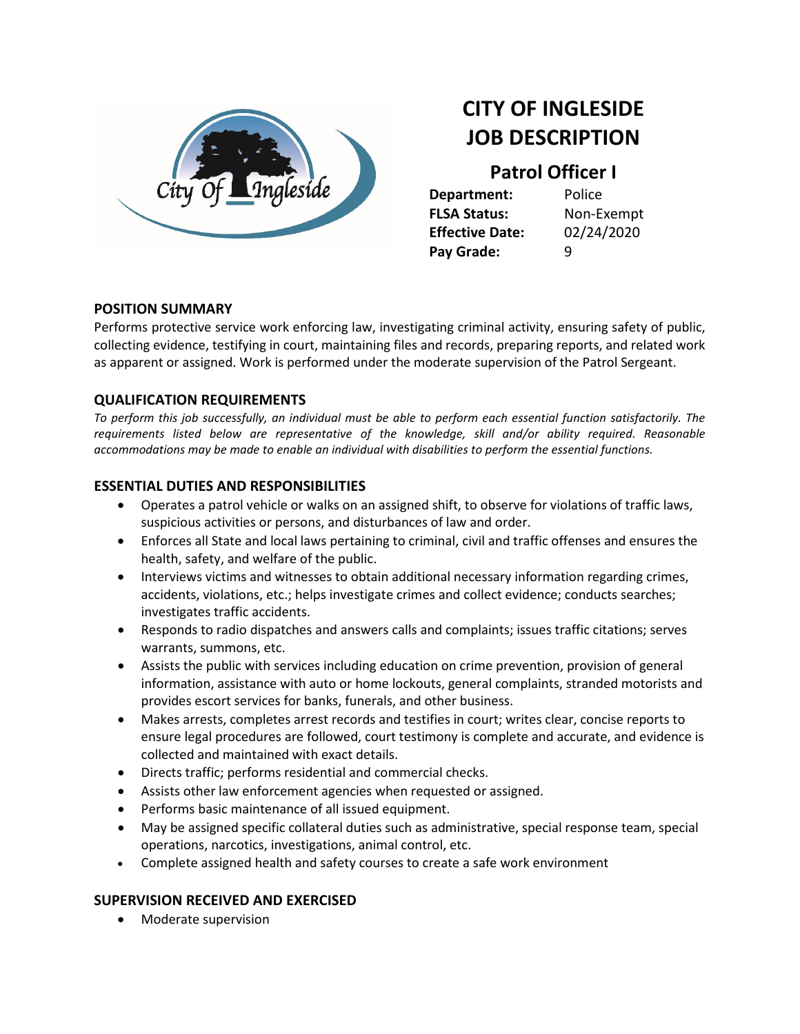# CITY OF INGLESIDE JOB DESCRIPTION

## Patrol Officer I

**Department:** Police
**FLSA Status:** Non-Exempt
**Effective Date:** 02/24/2020
**Pay Grade:** 9

### POSITION SUMMARY

Performs protective service work enforcing law, investigating criminal activity, ensuring safety of public, collecting evidence, testifying in court, maintaining files and records, preparing reports, and related work as apparent or assigned. Work is performed under the moderate supervision of the Patrol Sergeant.

### QUALIFICATION REQUIREMENTS

*To perform this job successfully, an individual must be able to perform each essential function satisfactorily. The requirements listed below are representative of the knowledge, skill and/or ability required. Reasonable accommodations may be made to enable an individual with disabilities to perform the essential functions.*

### ESSENTIAL DUTIES AND RESPONSIBILITIES

- Operates a patrol vehicle or walks on an assigned shift, to observe for violations of traffic laws, suspicious activities or persons, and disturbances of law and order.
- Enforces all State and local laws pertaining to criminal, civil and traffic offenses and ensures the health, safety, and welfare of the public.
- Interviews victims and witnesses to obtain additional necessary information regarding crimes, accidents, violations, etc.; helps investigate crimes and collect evidence; conducts searches; investigates traffic accidents.
- Responds to radio dispatches and answers calls and complaints; issues traffic citations; serves warrants, summons, etc.
- Assists the public with services including education on crime prevention, provision of general information, assistance with auto or home lockouts, general complaints, stranded motorists and provides escort services for banks, funerals, and other business.
- Makes arrests, completes arrest records and testifies in court; writes clear, concise reports to ensure legal procedures are followed, court testimony is complete and accurate, and evidence is collected and maintained with exact details.
- Directs traffic; performs residential and commercial checks.
- Assists other law enforcement agencies when requested or assigned.
- Performs basic maintenance of all issued equipment.
- May be assigned specific collateral duties such as administrative, special response team, special operations, narcotics, investigations, animal control, etc.
- Complete assigned health and safety courses to create a safe work environment

### SUPERVISION RECEIVED AND EXERCISED

- Moderate supervision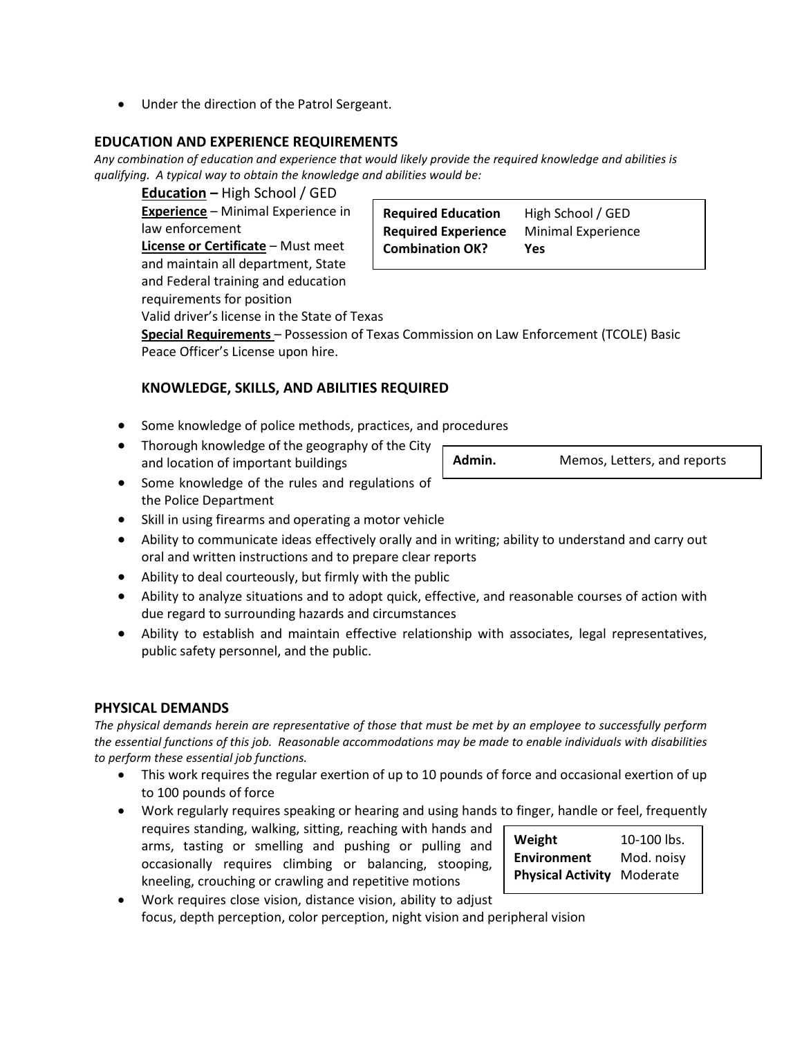- Under the direction of the Patrol Sergeant.

## EDUCATION AND EXPERIENCE REQUIREMENTS

*Any combination of education and experience that would likely provide the required knowledge and abilities is qualifying. A typical way to obtain the knowledge and abilities would be:*

**Education –** High School / GED
**Experience** – Minimal Experience in law enforcement
**License or Certificate** – Must meet and maintain all department, State and Federal training and education requirements for position
Valid driver's license in the State of Texas
**Special Requirements** – Possession of Texas Commission on Law Enforcement (TCOLE) Basic Peace Officer's License upon hire.

| | |
|---|---|
| **Required Education** | High School / GED |
| **Required Experience** | Minimal Experience |
| **Combination OK?** | **Yes** |

### KNOWLEDGE, SKILLS, AND ABILITIES REQUIRED

- Some knowledge of police methods, practices, and procedures
- Thorough knowledge of the geography of the City and location of important buildings
- Some knowledge of the rules and regulations of the Police Department
- Skill in using firearms and operating a motor vehicle
- Ability to communicate ideas effectively orally and in writing; ability to understand and carry out oral and written instructions and to prepare clear reports
- Ability to deal courteously, but firmly with the public
- Ability to analyze situations and to adopt quick, effective, and reasonable courses of action with due regard to surrounding hazards and circumstances
- Ability to establish and maintain effective relationship with associates, legal representatives, public safety personnel, and the public.

| | |
|---|---|
| **Admin.** | Memos, Letters, and reports |

## PHYSICAL DEMANDS

*The physical demands herein are representative of those that must be met by an employee to successfully perform the essential functions of this job. Reasonable accommodations may be made to enable individuals with disabilities to perform these essential job functions.*

- This work requires the regular exertion of up to 10 pounds of force and occasional exertion of up to 100 pounds of force
- Work regularly requires speaking or hearing and using hands to finger, handle or feel, frequently requires standing, walking, sitting, reaching with hands and arms, tasting or smelling and pushing or pulling and occasionally requires climbing or balancing, stooping, kneeling, crouching or crawling and repetitive motions
- Work requires close vision, distance vision, ability to adjust focus, depth perception, color perception, night vision and peripheral vision

| | |
|---|---|
| **Weight** | 10-100 lbs. |
| **Environment** | Mod. noisy |
| **Physical Activity** | Moderate |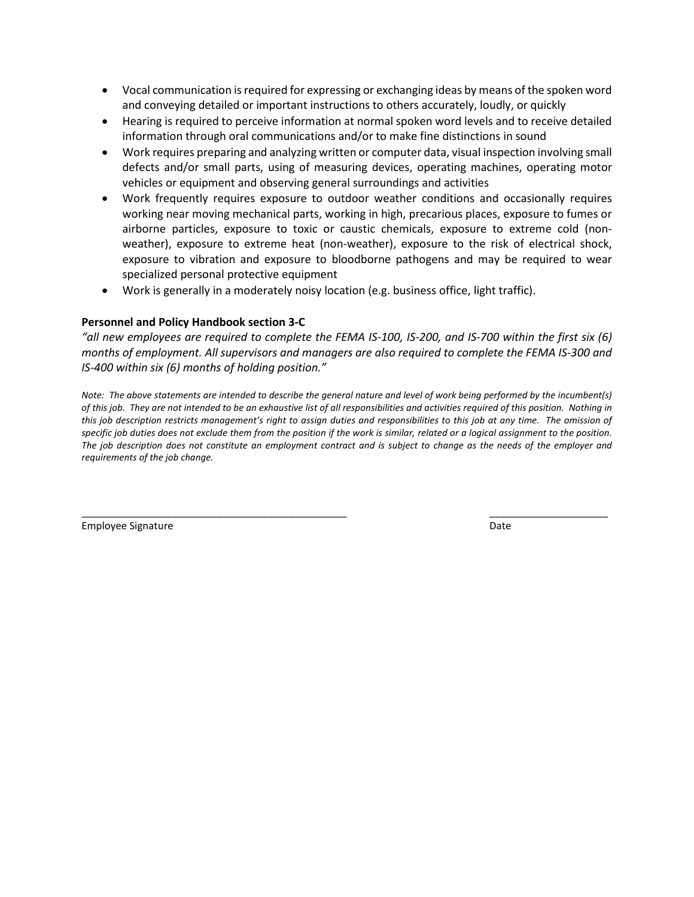- Vocal communication is required for expressing or exchanging ideas by means of the spoken word and conveying detailed or important instructions to others accurately, loudly, or quickly
- Hearing is required to perceive information at normal spoken word levels and to receive detailed information through oral communications and/or to make fine distinctions in sound
- Work requires preparing and analyzing written or computer data, visual inspection involving small defects and/or small parts, using of measuring devices, operating machines, operating motor vehicles or equipment and observing general surroundings and activities
- Work frequently requires exposure to outdoor weather conditions and occasionally requires working near moving mechanical parts, working in high, precarious places, exposure to fumes or airborne particles, exposure to toxic or caustic chemicals, exposure to extreme cold (non-weather), exposure to extreme heat (non-weather), exposure to the risk of electrical shock, exposure to vibration and exposure to bloodborne pathogens and may be required to wear specialized personal protective equipment
- Work is generally in a moderately noisy location (e.g. business office, light traffic).

**Personnel and Policy Handbook section 3-C**

*"all new employees are required to complete the FEMA IS-100, IS-200, and IS-700 within the first six (6) months of employment. All supervisors and managers are also required to complete the FEMA IS-300 and IS-400 within six (6) months of holding position."*

*Note: The above statements are intended to describe the general nature and level of work being performed by the incumbent(s) of this job. They are not intended to be an exhaustive list of all responsibilities and activities required of this position. Nothing in this job description restricts management's right to assign duties and responsibilities to this job at any time. The omission of specific job duties does not exclude them from the position if the work is similar, related or a logical assignment to the position. The job description does not constitute an employment contract and is subject to change as the needs of the employer and requirements of the job change.*

_______________________________________________ ____________________

Employee Signature Date